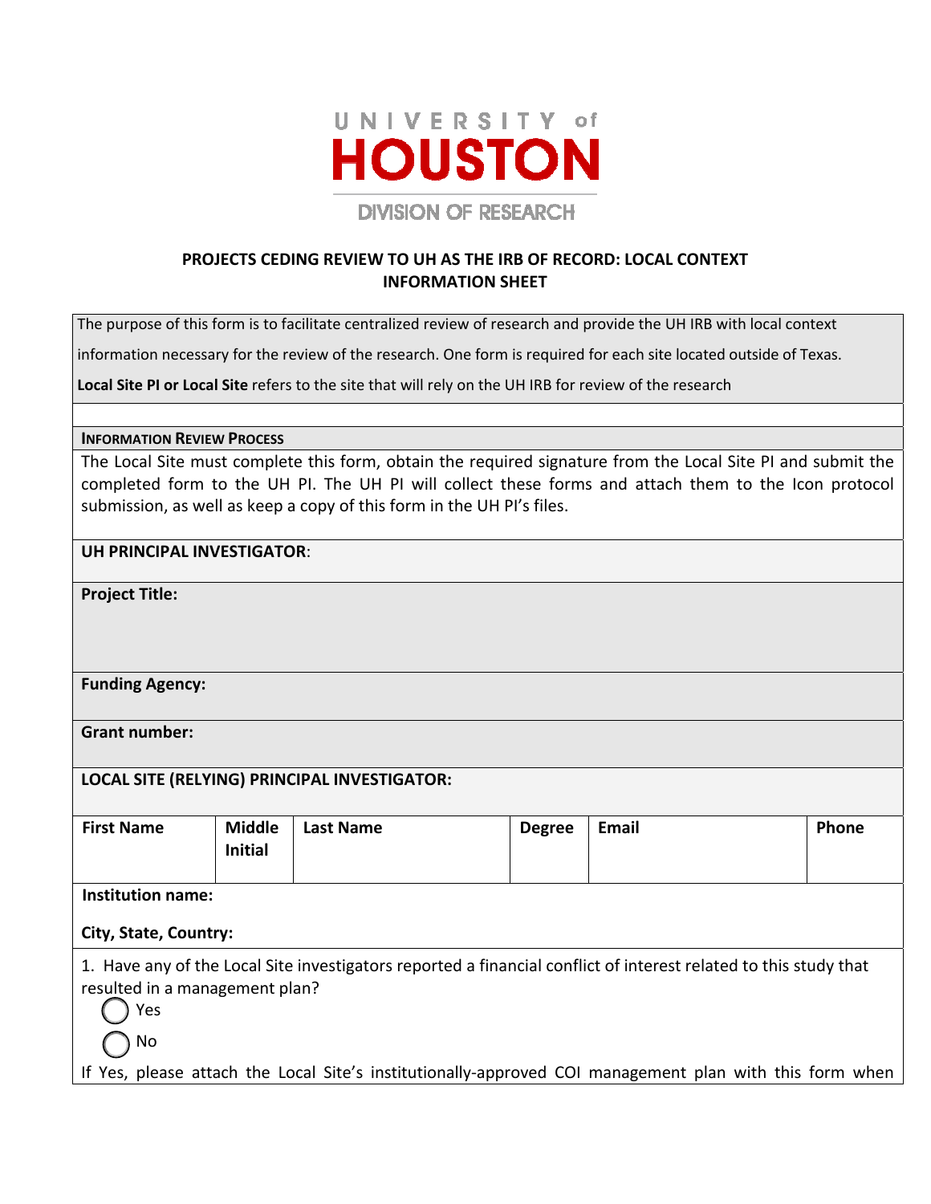UNIVERSITY of

# HOUSTON

DIVISION OF RESEARCH

## PROJECTS CEDING REVIEW TO UH AS THE IRB OF RECORD: LOCAL CONTEXT INFORMATION SHEET

The purpose of this form is to facilitate centralized review of research and provide the UH IRB with local context information necessary for the review of the research. One form is required for each site located outside of Texas.

**Local Site PI or Local Site** refers to the site that will rely on the UH IRB for review of the research

**INFORMATION REVIEW PROCESS**

The Local Site must complete this form, obtain the required signature from the Local Site PI and submit the completed form to the UH PI. The UH PI will collect these forms and attach them to the Icon protocol submission, as well as keep a copy of this form in the UH PI's files.

**UH PRINCIPAL INVESTIGATOR**:

**Project Title:**

**Funding Agency:**

**Grant number:**

**LOCAL SITE (RELYING) PRINCIPAL INVESTIGATOR:**

| First Name | Middle Initial | Last Name | Degree | Email | Phone |
|---|---|---|---|---|---|
| | | | | | |

**Institution name:**

**City, State, Country:**

1. Have any of the Local Site investigators reported a financial conflict of interest related to this study that resulted in a management plan?

◯ Yes

◯ No

If Yes, please attach the Local Site's institutionally-approved COI management plan with this form when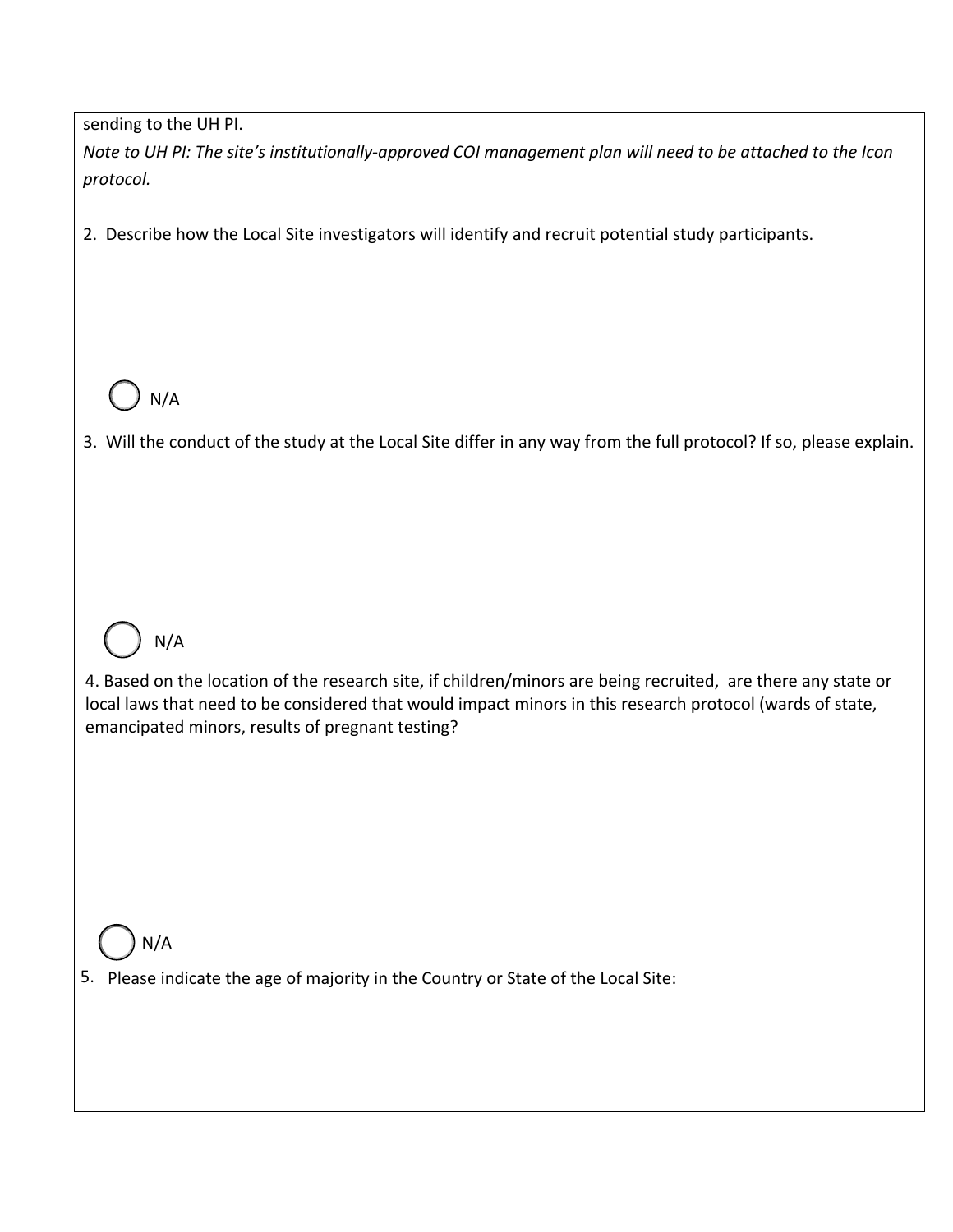sending to the UH PI.

*Note to UH PI: The site's institutionally-approved COI management plan will need to be attached to the Icon protocol.*

2. Describe how the Local Site investigators will identify and recruit potential study participants.

○ N/A

3. Will the conduct of the study at the Local Site differ in any way from the full protocol? If so, please explain.

○ N/A

4. Based on the location of the research site, if children/minors are being recruited, are there any state or local laws that need to be considered that would impact minors in this research protocol (wards of state, emancipated minors, results of pregnant testing?

○ N/A

5. Please indicate the age of majority in the Country or State of the Local Site: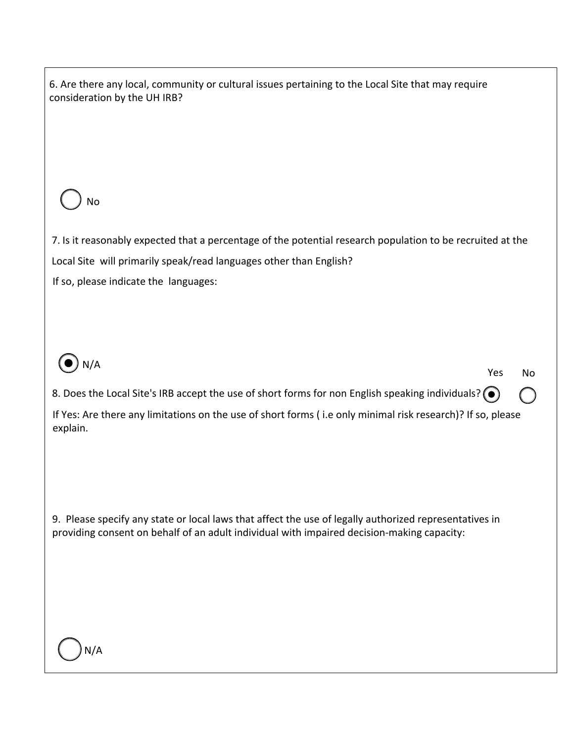6. Are there any local, community or cultural issues pertaining to the Local Site that may require consideration by the UH IRB?

○ No

7. Is it reasonably expected that a percentage of the potential research population to be recruited at the Local Site will primarily speak/read languages other than English?

If so, please indicate the languages:

◉ N/A

8. Does the Local Site's IRB accept the use of short forms for non English speaking individuals? ◉ Yes ○ No

If Yes: Are there any limitations on the use of short forms ( i.e only minimal risk research)? If so, please explain.

9. Please specify any state or local laws that affect the use of legally authorized representatives in providing consent on behalf of an adult individual with impaired decision-making capacity:

○ N/A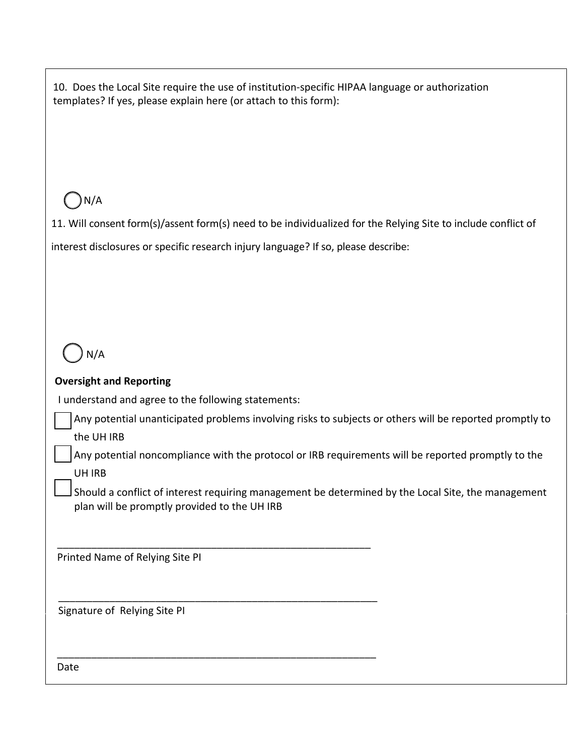10. Does the Local Site require the use of institution-specific HIPAA language or authorization templates? If yes, please explain here (or attach to this form):

◯ N/A

11. Will consent form(s)/assent form(s) need to be individualized for the Relying Site to include conflict of interest disclosures or specific research injury language? If so, please describe:

◯ N/A

**Oversight and Reporting**

I understand and agree to the following statements:

- ☐ Any potential unanticipated problems involving risks to subjects or others will be reported promptly to the UH IRB
- ☐ Any potential noncompliance with the protocol or IRB requirements will be reported promptly to the UH IRB
- ☐ Should a conflict of interest requiring management be determined by the Local Site, the management plan will be promptly provided to the UH IRB

\_\_\_\_\_\_\_\_\_\_\_\_\_\_\_\_\_\_\_\_\_\_\_\_\_\_\_\_\_\_\_\_\_\_\_\_\_\_\_\_\_\_\_\_\_\_\_\_\_\_\_\_\_\_\_\_\_\_

Printed Name of Relying Site PI

\_\_\_\_\_\_\_\_\_\_\_\_\_\_\_\_\_\_\_\_\_\_\_\_\_\_\_\_\_\_\_\_\_\_\_\_\_\_\_\_\_\_\_\_\_\_\_\_\_\_\_\_\_\_\_\_\_\_

Signature of Relying Site PI

\_\_\_\_\_\_\_\_\_\_\_\_\_\_\_\_\_\_\_\_\_\_\_\_\_\_\_\_\_\_\_\_\_\_\_\_\_\_\_\_\_\_\_\_\_\_\_\_\_\_\_\_\_\_\_\_\_\_

Date